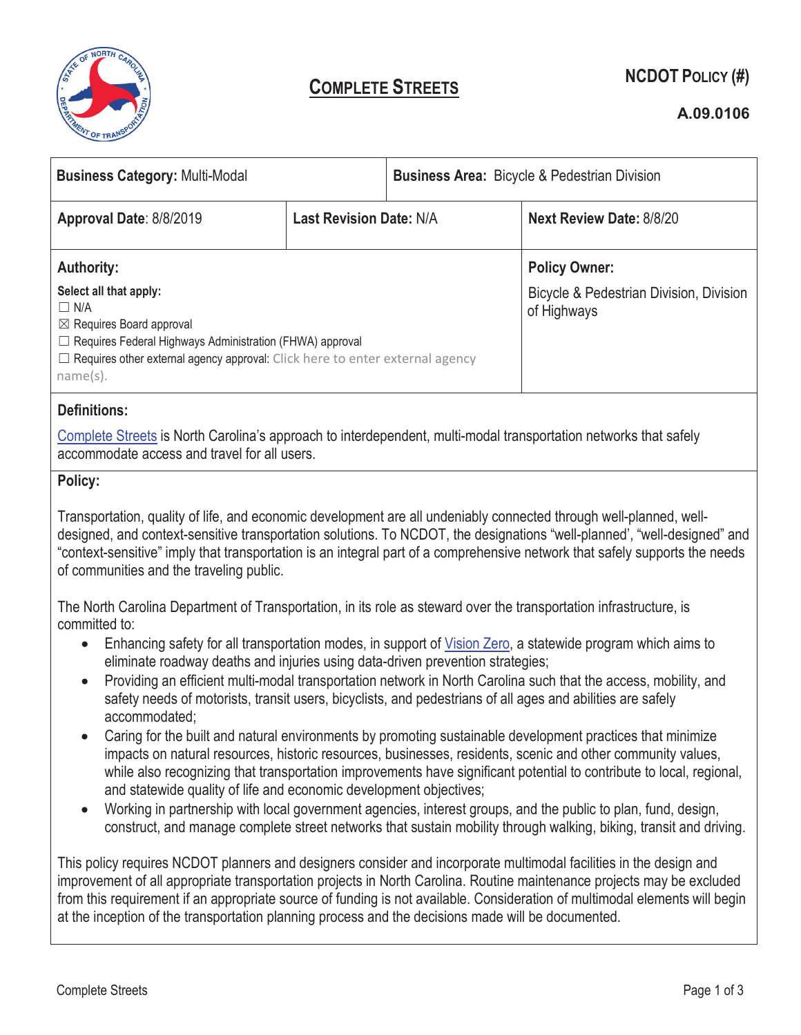# COMPLETE STREETS

**NCDOT POLICY (#)**

**A.09.0106**

| **Business Category:** Multi-Modal | | **Business Area:** Bicycle & Pedestrian Division |
|---|---|---|
| **Approval Date**: 8/8/2019 | **Last Revision Date:** N/A | **Next Review Date:** 8/8/20 |

**Authority:**

Select all that apply:

☐ N/A
☒ Requires Board approval
☐ Requires Federal Highways Administration (FHWA) approval
☐ Requires other external agency approval: Click here to enter external agency name(s).

**Policy Owner:**

Bicycle & Pedestrian Division, Division of Highways

**Definitions:**

Complete Streets is North Carolina's approach to interdependent, multi-modal transportation networks that safely accommodate access and travel for all users.

**Policy:**

Transportation, quality of life, and economic development are all undeniably connected through well-planned, well-designed, and context-sensitive transportation solutions. To NCDOT, the designations "well-planned', "well-designed" and "context-sensitive" imply that transportation is an integral part of a comprehensive network that safely supports the needs of communities and the traveling public.

The North Carolina Department of Transportation, in its role as steward over the transportation infrastructure, is committed to:

- Enhancing safety for all transportation modes, in support of Vision Zero, a statewide program which aims to eliminate roadway deaths and injuries using data-driven prevention strategies;
- Providing an efficient multi-modal transportation network in North Carolina such that the access, mobility, and safety needs of motorists, transit users, bicyclists, and pedestrians of all ages and abilities are safely accommodated;
- Caring for the built and natural environments by promoting sustainable development practices that minimize impacts on natural resources, historic resources, businesses, residents, scenic and other community values, while also recognizing that transportation improvements have significant potential to contribute to local, regional, and statewide quality of life and economic development objectives;
- Working in partnership with local government agencies, interest groups, and the public to plan, fund, design, construct, and manage complete street networks that sustain mobility through walking, biking, transit and driving.

This policy requires NCDOT planners and designers consider and incorporate multimodal facilities in the design and improvement of all appropriate transportation projects in North Carolina. Routine maintenance projects may be excluded from this requirement if an appropriate source of funding is not available. Consideration of multimodal elements will begin at the inception of the transportation planning process and the decisions made will be documented.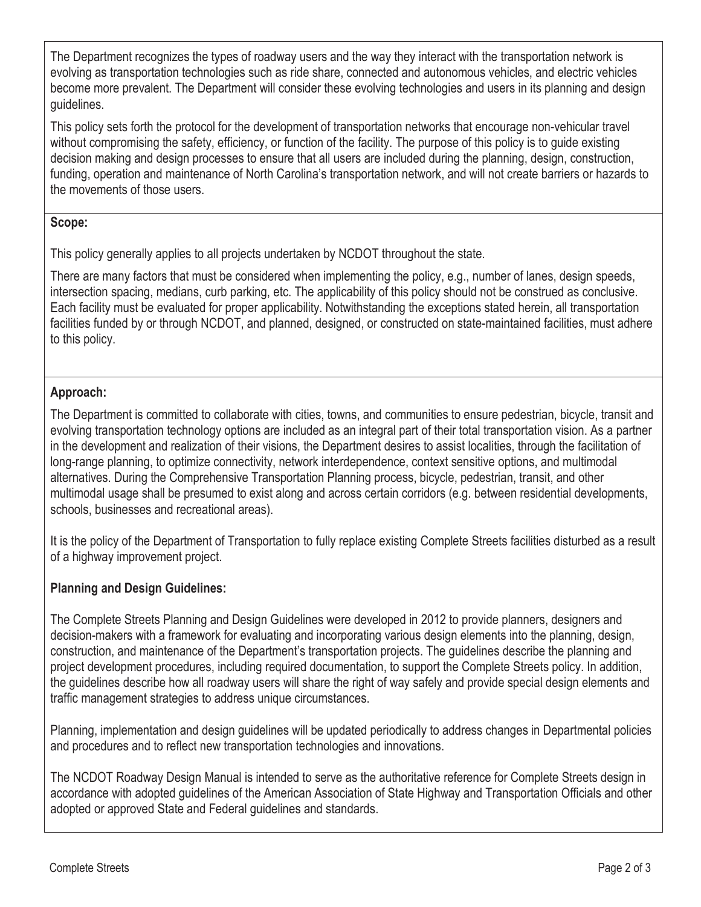The Department recognizes the types of roadway users and the way they interact with the transportation network is evolving as transportation technologies such as ride share, connected and autonomous vehicles, and electric vehicles become more prevalent. The Department will consider these evolving technologies and users in its planning and design guidelines.

This policy sets forth the protocol for the development of transportation networks that encourage non-vehicular travel without compromising the safety, efficiency, or function of the facility. The purpose of this policy is to guide existing decision making and design processes to ensure that all users are included during the planning, design, construction, funding, operation and maintenance of North Carolina's transportation network, and will not create barriers or hazards to the movements of those users.

**Scope:**

This policy generally applies to all projects undertaken by NCDOT throughout the state.

There are many factors that must be considered when implementing the policy, e.g., number of lanes, design speeds, intersection spacing, medians, curb parking, etc. The applicability of this policy should not be construed as conclusive. Each facility must be evaluated for proper applicability. Notwithstanding the exceptions stated herein, all transportation facilities funded by or through NCDOT, and planned, designed, or constructed on state-maintained facilities, must adhere to this policy.

**Approach:**

The Department is committed to collaborate with cities, towns, and communities to ensure pedestrian, bicycle, transit and evolving transportation technology options are included as an integral part of their total transportation vision. As a partner in the development and realization of their visions, the Department desires to assist localities, through the facilitation of long-range planning, to optimize connectivity, network interdependence, context sensitive options, and multimodal alternatives. During the Comprehensive Transportation Planning process, bicycle, pedestrian, transit, and other multimodal usage shall be presumed to exist along and across certain corridors (e.g. between residential developments, schools, businesses and recreational areas).

It is the policy of the Department of Transportation to fully replace existing Complete Streets facilities disturbed as a result of a highway improvement project.

**Planning and Design Guidelines:**

The Complete Streets Planning and Design Guidelines were developed in 2012 to provide planners, designers and decision-makers with a framework for evaluating and incorporating various design elements into the planning, design, construction, and maintenance of the Department's transportation projects. The guidelines describe the planning and project development procedures, including required documentation, to support the Complete Streets policy. In addition, the guidelines describe how all roadway users will share the right of way safely and provide special design elements and traffic management strategies to address unique circumstances.

Planning, implementation and design guidelines will be updated periodically to address changes in Departmental policies and procedures and to reflect new transportation technologies and innovations.

The NCDOT Roadway Design Manual is intended to serve as the authoritative reference for Complete Streets design in accordance with adopted guidelines of the American Association of State Highway and Transportation Officials and other adopted or approved State and Federal guidelines and standards.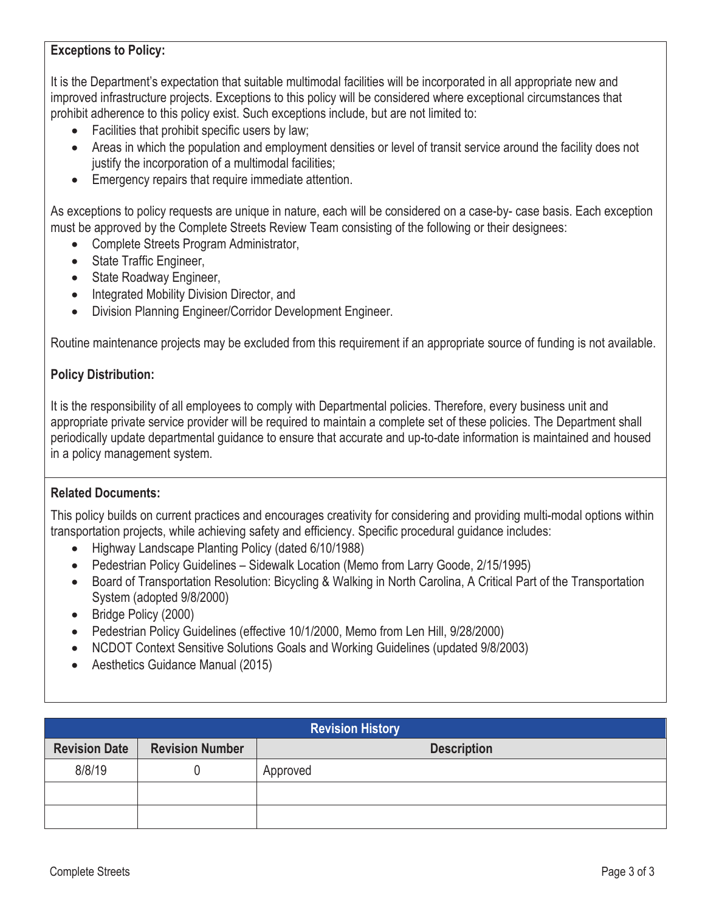**Exceptions to Policy:**

It is the Department's expectation that suitable multimodal facilities will be incorporated in all appropriate new and improved infrastructure projects. Exceptions to this policy will be considered where exceptional circumstances that prohibit adherence to this policy exist. Such exceptions include, but are not limited to:

- Facilities that prohibit specific users by law;
- Areas in which the population and employment densities or level of transit service around the facility does not justify the incorporation of a multimodal facilities;
- Emergency repairs that require immediate attention.

As exceptions to policy requests are unique in nature, each will be considered on a case-by- case basis. Each exception must be approved by the Complete Streets Review Team consisting of the following or their designees:

- Complete Streets Program Administrator,
- State Traffic Engineer,
- State Roadway Engineer,
- Integrated Mobility Division Director, and
- Division Planning Engineer/Corridor Development Engineer.

Routine maintenance projects may be excluded from this requirement if an appropriate source of funding is not available.

**Policy Distribution:**

It is the responsibility of all employees to comply with Departmental policies. Therefore, every business unit and appropriate private service provider will be required to maintain a complete set of these policies. The Department shall periodically update departmental guidance to ensure that accurate and up-to-date information is maintained and housed in a policy management system.

**Related Documents:**

This policy builds on current practices and encourages creativity for considering and providing multi-modal options within transportation projects, while achieving safety and efficiency. Specific procedural guidance includes:

- Highway Landscape Planting Policy (dated 6/10/1988)
- Pedestrian Policy Guidelines – Sidewalk Location (Memo from Larry Goode, 2/15/1995)
- Board of Transportation Resolution: Bicycling & Walking in North Carolina, A Critical Part of the Transportation System (adopted 9/8/2000)
- Bridge Policy (2000)
- Pedestrian Policy Guidelines (effective 10/1/2000, Memo from Len Hill, 9/28/2000)
- NCDOT Context Sensitive Solutions Goals and Working Guidelines (updated 9/8/2003)
- Aesthetics Guidance Manual (2015)

| Revision History | | |
|---|---|---|
| **Revision Date** | **Revision Number** | **Description** |
| 8/8/19 | 0 | Approved |
| | | |
| | | |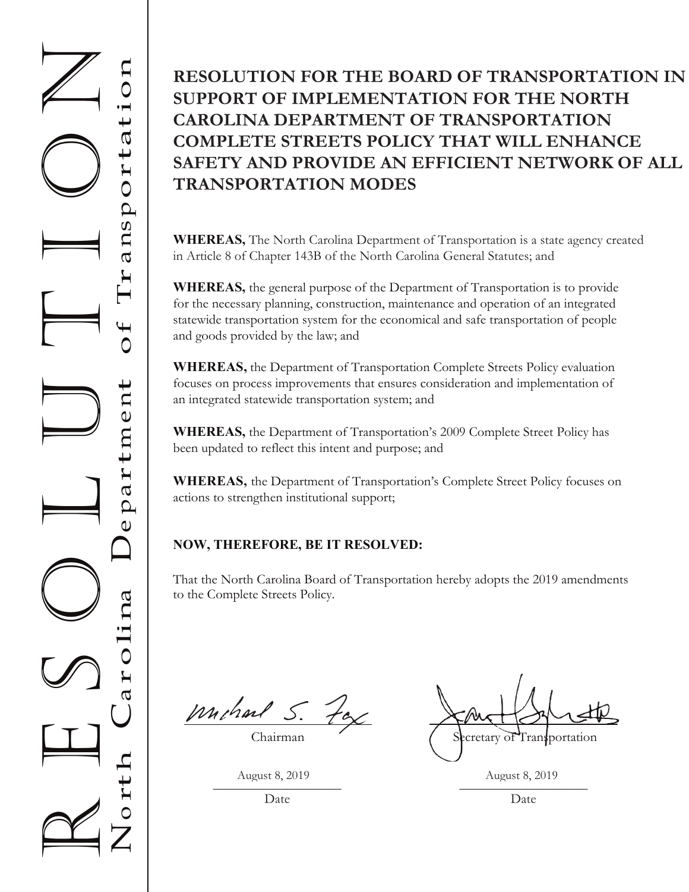# RESOLUTION

North Carolina Department of Transportation

**RESOLUTION FOR THE BOARD OF TRANSPORTATION IN SUPPORT OF IMPLEMENTATION FOR THE NORTH CAROLINA DEPARTMENT OF TRANSPORTATION COMPLETE STREETS POLICY THAT WILL ENHANCE SAFETY AND PROVIDE AN EFFICIENT NETWORK OF ALL TRANSPORTATION MODES**

**WHEREAS,** The North Carolina Department of Transportation is a state agency created in Article 8 of Chapter 143B of the North Carolina General Statutes; and

**WHEREAS,** the general purpose of the Department of Transportation is to provide for the necessary planning, construction, maintenance and operation of an integrated statewide transportation system for the economical and safe transportation of people and goods provided by the law; and

**WHEREAS,** the Department of Transportation Complete Streets Policy evaluation focuses on process improvements that ensures consideration and implementation of an integrated statewide transportation system; and

**WHEREAS,** the Department of Transportation's 2009 Complete Street Policy has been updated to reflect this intent and purpose; and

**WHEREAS,** the Department of Transportation's Complete Street Policy focuses on actions to strengthen institutional support;

**NOW, THEREFORE, BE IT RESOLVED:**

That the North Carolina Board of Transportation hereby adopts the 2019 amendments to the Complete Streets Policy.

Michael S. Fox
Chairman

August 8, 2019
Date

Secretary of Transportation

August 8, 2019
Date